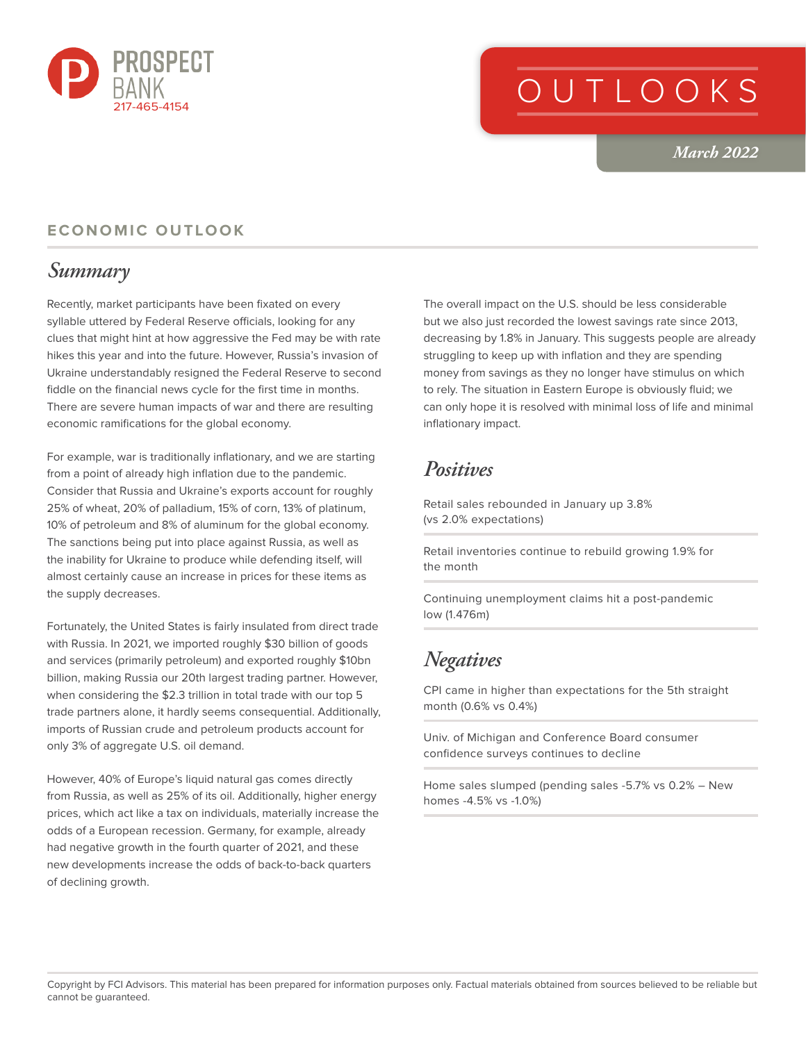PROSPECT BANK
217-465-4154

# OUTLOOKS

*March 2022*

## ECONOMIC OUTLOOK

### *Summary*

Recently, market participants have been fixated on every syllable uttered by Federal Reserve officials, looking for any clues that might hint at how aggressive the Fed may be with rate hikes this year and into the future. However, Russia's invasion of Ukraine understandably resigned the Federal Reserve to second fiddle on the financial news cycle for the first time in months. There are severe human impacts of war and there are resulting economic ramifications for the global economy.

For example, war is traditionally inflationary, and we are starting from a point of already high inflation due to the pandemic. Consider that Russia and Ukraine's exports account for roughly 25% of wheat, 20% of palladium, 15% of corn, 13% of platinum, 10% of petroleum and 8% of aluminum for the global economy. The sanctions being put into place against Russia, as well as the inability for Ukraine to produce while defending itself, will almost certainly cause an increase in prices for these items as the supply decreases.

Fortunately, the United States is fairly insulated from direct trade with Russia. In 2021, we imported roughly $30 billion of goods and services (primarily petroleum) and exported roughly $10bn billion, making Russia our 20th largest trading partner. However, when considering the $2.3 trillion in total trade with our top 5 trade partners alone, it hardly seems consequential. Additionally, imports of Russian crude and petroleum products account for only 3% of aggregate U.S. oil demand.

However, 40% of Europe's liquid natural gas comes directly from Russia, as well as 25% of its oil. Additionally, higher energy prices, which act like a tax on individuals, materially increase the odds of a European recession. Germany, for example, already had negative growth in the fourth quarter of 2021, and these new developments increase the odds of back-to-back quarters of declining growth.

The overall impact on the U.S. should be less considerable but we also just recorded the lowest savings rate since 2013, decreasing by 1.8% in January. This suggests people are already struggling to keep up with inflation and they are spending money from savings as they no longer have stimulus on which to rely. The situation in Eastern Europe is obviously fluid; we can only hope it is resolved with minimal loss of life and minimal inflationary impact.

### *Positives*

Retail sales rebounded in January up 3.8% (vs 2.0% expectations)

Retail inventories continue to rebuild growing 1.9% for the month

Continuing unemployment claims hit a post-pandemic low (1.476m)

### *Negatives*

CPI came in higher than expectations for the 5th straight month (0.6% vs 0.4%)

Univ. of Michigan and Conference Board consumer confidence surveys continues to decline

Home sales slumped (pending sales -5.7% vs 0.2% – New homes -4.5% vs -1.0%)

Copyright by FCI Advisors. This material has been prepared for information purposes only. Factual materials obtained from sources believed to be reliable but cannot be guaranteed.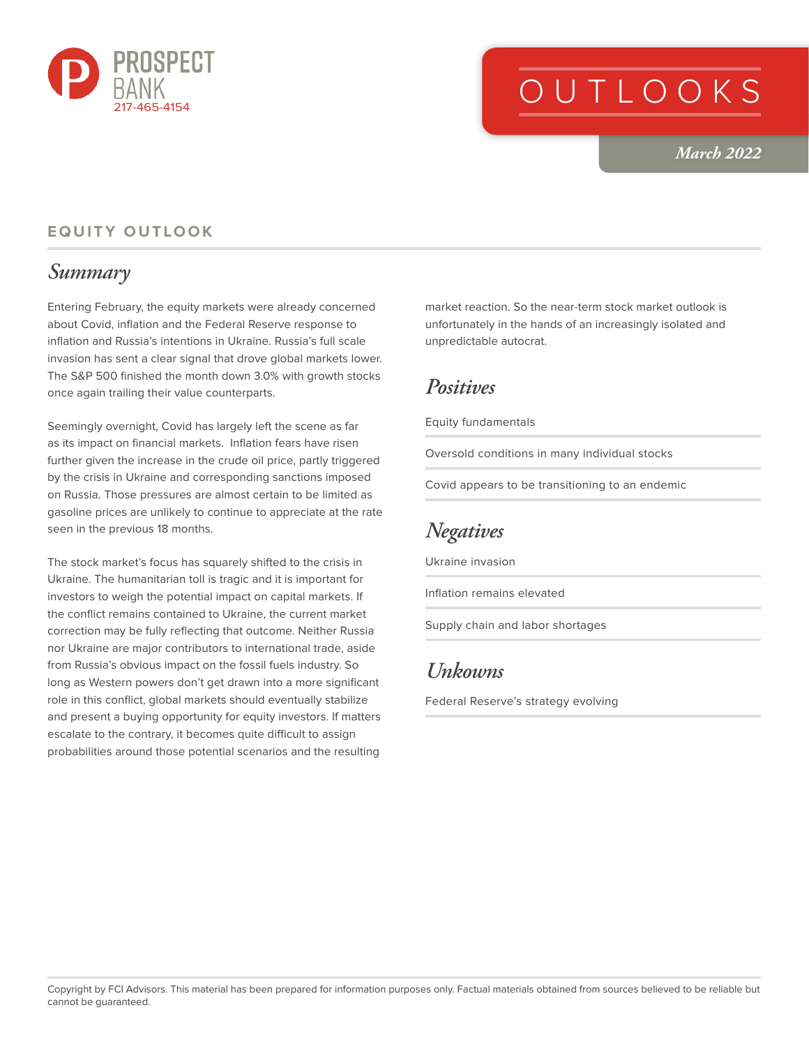PROSPECT BANK
217-465-4154

# OUTLOOKS

*March 2022*

## EQUITY OUTLOOK

### *Summary*

Entering February, the equity markets were already concerned about Covid, inflation and the Federal Reserve response to inflation and Russia's intentions in Ukraine. Russia's full scale invasion has sent a clear signal that drove global markets lower. The S&P 500 finished the month down 3.0% with growth stocks once again trailing their value counterparts.

Seemingly overnight, Covid has largely left the scene as far as its impact on financial markets. Inflation fears have risen further given the increase in the crude oil price, partly triggered by the crisis in Ukraine and corresponding sanctions imposed on Russia. Those pressures are almost certain to be limited as gasoline prices are unlikely to continue to appreciate at the rate seen in the previous 18 months.

The stock market's focus has squarely shifted to the crisis in Ukraine. The humanitarian toll is tragic and it is important for investors to weigh the potential impact on capital markets. If the conflict remains contained to Ukraine, the current market correction may be fully reflecting that outcome. Neither Russia nor Ukraine are major contributors to international trade, aside from Russia's obvious impact on the fossil fuels industry. So long as Western powers don't get drawn into a more significant role in this conflict, global markets should eventually stabilize and present a buying opportunity for equity investors. If matters escalate to the contrary, it becomes quite difficult to assign probabilities around those potential scenarios and the resulting market reaction. So the near-term stock market outlook is unfortunately in the hands of an increasingly isolated and unpredictable autocrat.

### *Positives*

- Equity fundamentals
- Oversold conditions in many individual stocks
- Covid appears to be transitioning to an endemic

### *Negatives*

- Ukraine invasion
- Inflation remains elevated
- Supply chain and labor shortages

### *Unkowns*

- Federal Reserve's strategy evolving

Copyright by FCI Advisors. This material has been prepared for information purposes only. Factual materials obtained from sources believed to be reliable but cannot be guaranteed.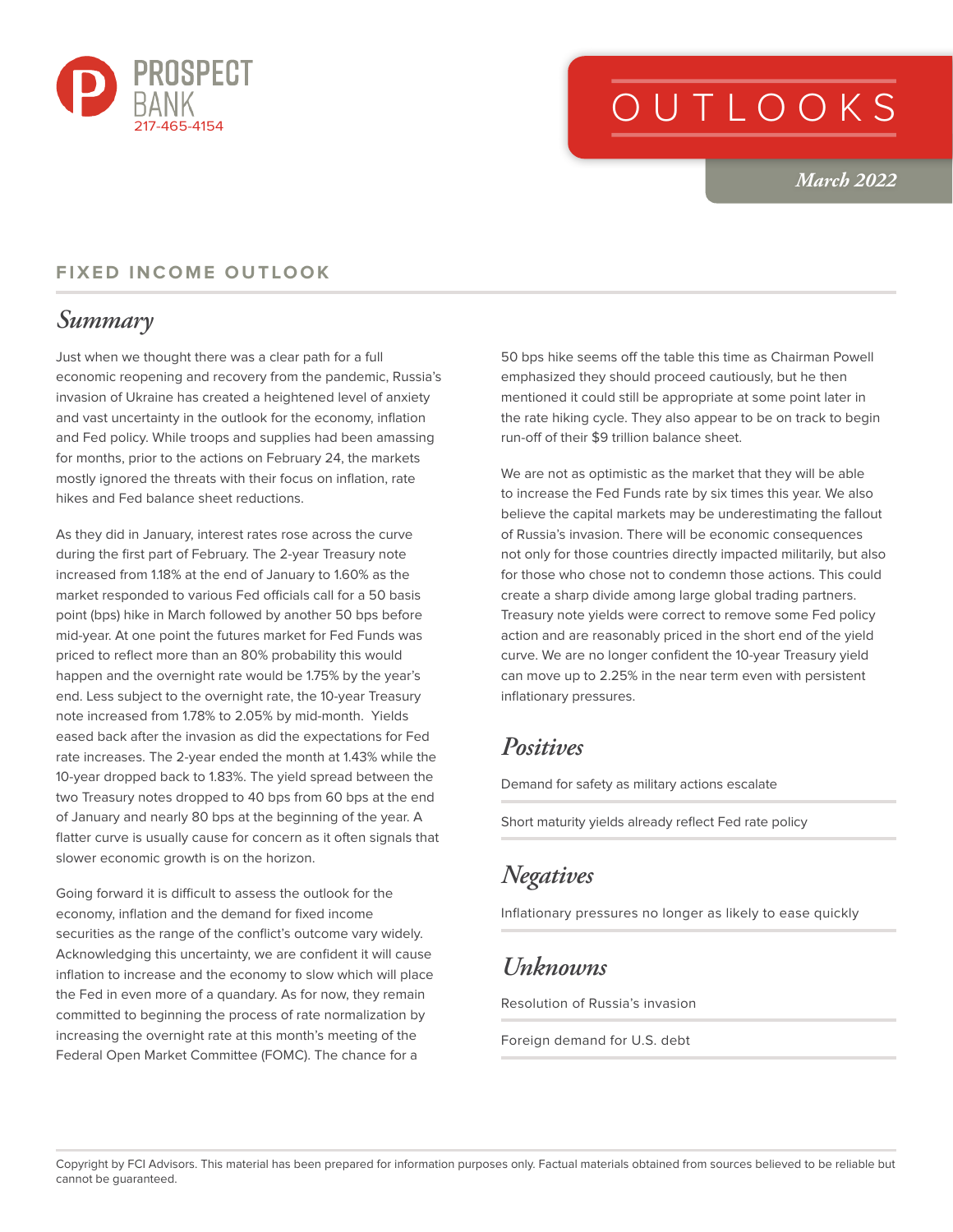PROSPECT BANK
217-465-4154

# OUTLOOKS

*March 2022*

## FIXED INCOME OUTLOOK

### *Summary*

Just when we thought there was a clear path for a full economic reopening and recovery from the pandemic, Russia's invasion of Ukraine has created a heightened level of anxiety and vast uncertainty in the outlook for the economy, inflation and Fed policy. While troops and supplies had been amassing for months, prior to the actions on February 24, the markets mostly ignored the threats with their focus on inflation, rate hikes and Fed balance sheet reductions.

As they did in January, interest rates rose across the curve during the first part of February. The 2-year Treasury note increased from 1.18% at the end of January to 1.60% as the market responded to various Fed officials call for a 50 basis point (bps) hike in March followed by another 50 bps before mid-year. At one point the futures market for Fed Funds was priced to reflect more than an 80% probability this would happen and the overnight rate would be 1.75% by the year's end. Less subject to the overnight rate, the 10-year Treasury note increased from 1.78% to 2.05% by mid-month. Yields eased back after the invasion as did the expectations for Fed rate increases. The 2-year ended the month at 1.43% while the 10-year dropped back to 1.83%. The yield spread between the two Treasury notes dropped to 40 bps from 60 bps at the end of January and nearly 80 bps at the beginning of the year. A flatter curve is usually cause for concern as it often signals that slower economic growth is on the horizon.

Going forward it is difficult to assess the outlook for the economy, inflation and the demand for fixed income securities as the range of the conflict's outcome vary widely. Acknowledging this uncertainty, we are confident it will cause inflation to increase and the economy to slow which will place the Fed in even more of a quandary. As for now, they remain committed to beginning the process of rate normalization by increasing the overnight rate at this month's meeting of the Federal Open Market Committee (FOMC). The chance for a 50 bps hike seems off the table this time as Chairman Powell emphasized they should proceed cautiously, but he then mentioned it could still be appropriate at some point later in the rate hiking cycle. They also appear to be on track to begin run-off of their $9 trillion balance sheet.

We are not as optimistic as the market that they will be able to increase the Fed Funds rate by six times this year. We also believe the capital markets may be underestimating the fallout of Russia's invasion. There will be economic consequences not only for those countries directly impacted militarily, but also for those who chose not to condemn those actions. This could create a sharp divide among large global trading partners. Treasury note yields were correct to remove some Fed policy action and are reasonably priced in the short end of the yield curve. We are no longer confident the 10-year Treasury yield can move up to 2.25% in the near term even with persistent inflationary pressures.

### *Positives*

Demand for safety as military actions escalate

Short maturity yields already reflect Fed rate policy

### *Negatives*

Inflationary pressures no longer as likely to ease quickly

### *Unknowns*

Resolution of Russia's invasion

Foreign demand for U.S. debt

Copyright by FCI Advisors. This material has been prepared for information purposes only. Factual materials obtained from sources believed to be reliable but cannot be guaranteed.